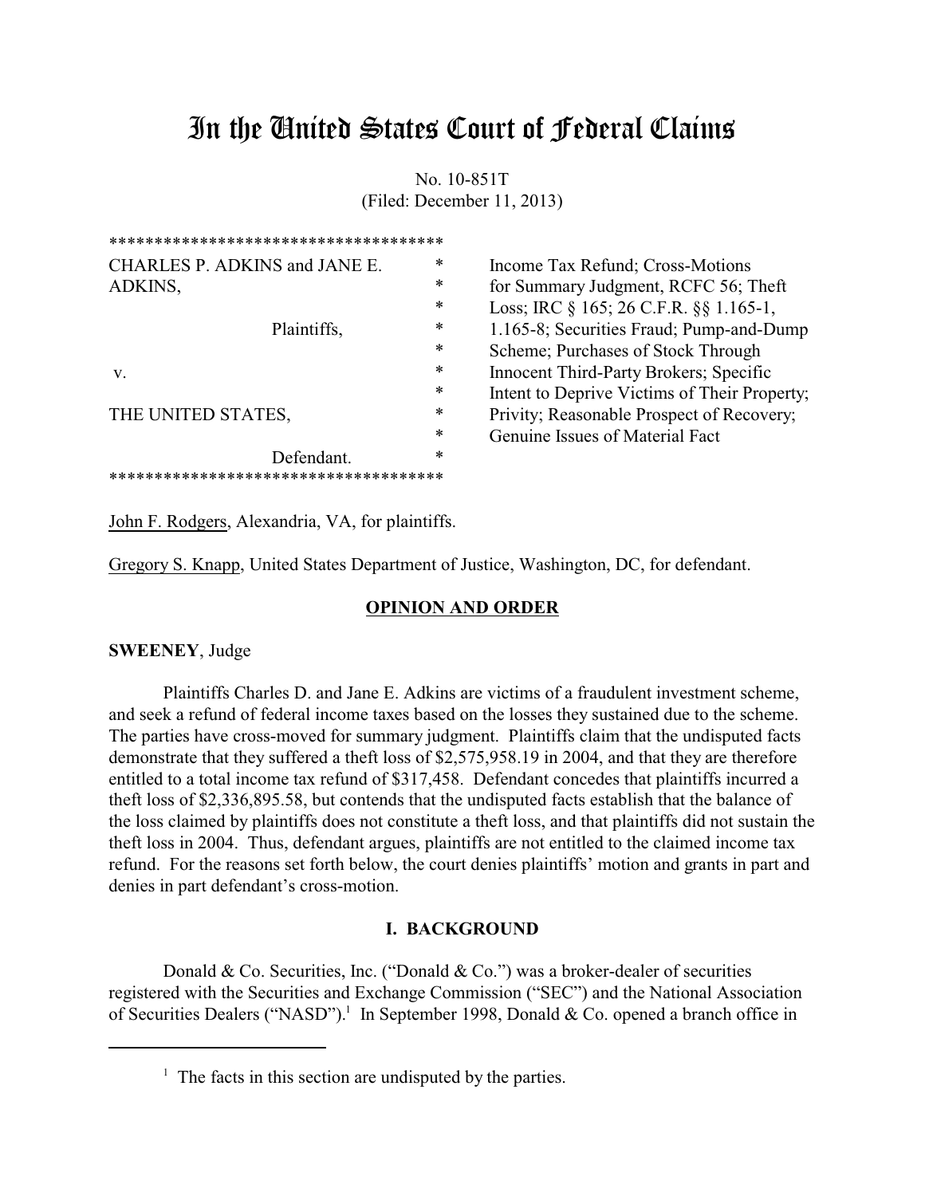# In the United States Court of Federal Claims

No. 10-851T
(Filed: December 11, 2013)

| | | |
|---|---|---|
| CHARLES P. ADKINS and JANE E. ADKINS, Plaintiffs, v. THE UNITED STATES, Defendant. | * * * * * * * * * * | Income Tax Refund; Cross-Motions for Summary Judgment, RCFC 56; Theft Loss; IRC § 165; 26 C.F.R. §§ 1.165-1, 1.165-8; Securities Fraud; Pump-and-Dump Scheme; Purchases of Stock Through Innocent Third-Party Brokers; Specific Intent to Deprive Victims of Their Property; Privity; Reasonable Prospect of Recovery; Genuine Issues of Material Fact |

John F. Rodgers, Alexandria, VA, for plaintiffs.

Gregory S. Knapp, United States Department of Justice, Washington, DC, for defendant.

**OPINION AND ORDER**

**SWEENEY**, Judge

Plaintiffs Charles D. and Jane E. Adkins are victims of a fraudulent investment scheme, and seek a refund of federal income taxes based on the losses they sustained due to the scheme. The parties have cross-moved for summary judgment. Plaintiffs claim that the undisputed facts demonstrate that they suffered a theft loss of $2,575,958.19 in 2004, and that they are therefore entitled to a total income tax refund of $317,458. Defendant concedes that plaintiffs incurred a theft loss of $2,336,895.58, but contends that the undisputed facts establish that the balance of the loss claimed by plaintiffs does not constitute a theft loss, and that plaintiffs did not sustain the theft loss in 2004. Thus, defendant argues, plaintiffs are not entitled to the claimed income tax refund. For the reasons set forth below, the court denies plaintiffs' motion and grants in part and denies in part defendant's cross-motion.

## I. BACKGROUND

Donald & Co. Securities, Inc. ("Donald & Co.") was a broker-dealer of securities registered with the Securities and Exchange Commission ("SEC") and the National Association of Securities Dealers ("NASD").[1] In September 1998, Donald & Co. opened a branch office in

[1] The facts in this section are undisputed by the parties.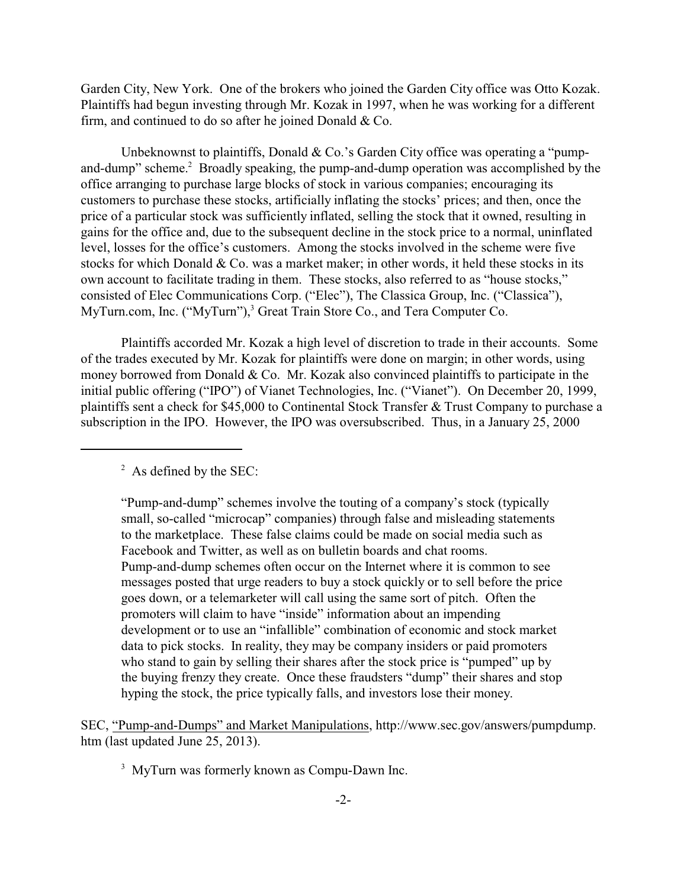Garden City, New York. One of the brokers who joined the Garden City office was Otto Kozak. Plaintiffs had begun investing through Mr. Kozak in 1997, when he was working for a different firm, and continued to do so after he joined Donald & Co.

Unbeknownst to plaintiffs, Donald & Co.'s Garden City office was operating a "pump-and-dump" scheme.[2] Broadly speaking, the pump-and-dump operation was accomplished by the office arranging to purchase large blocks of stock in various companies; encouraging its customers to purchase these stocks, artificially inflating the stocks' prices; and then, once the price of a particular stock was sufficiently inflated, selling the stock that it owned, resulting in gains for the office and, due to the subsequent decline in the stock price to a normal, uninflated level, losses for the office's customers. Among the stocks involved in the scheme were five stocks for which Donald & Co. was a market maker; in other words, it held these stocks in its own account to facilitate trading in them. These stocks, also referred to as "house stocks," consisted of Elec Communications Corp. ("Elec"), The Classica Group, Inc. ("Classica"), MyTurn.com, Inc. ("MyTurn"),[3] Great Train Store Co., and Tera Computer Co.

Plaintiffs accorded Mr. Kozak a high level of discretion to trade in their accounts. Some of the trades executed by Mr. Kozak for plaintiffs were done on margin; in other words, using money borrowed from Donald & Co. Mr. Kozak also convinced plaintiffs to participate in the initial public offering ("IPO") of Vianet Technologies, Inc. ("Vianet"). On December 20, 1999, plaintiffs sent a check for $45,000 to Continental Stock Transfer & Trust Company to purchase a subscription in the IPO. However, the IPO was oversubscribed. Thus, in a January 25, 2000

---

[2] As defined by the SEC:

> "Pump-and-dump" schemes involve the touting of a company's stock (typically small, so-called "microcap" companies) through false and misleading statements to the marketplace. These false claims could be made on social media such as Facebook and Twitter, as well as on bulletin boards and chat rooms. Pump-and-dump schemes often occur on the Internet where it is common to see messages posted that urge readers to buy a stock quickly or to sell before the price goes down, or a telemarketer will call using the same sort of pitch. Often the promoters will claim to have "inside" information about an impending development or to use an "infallible" combination of economic and stock market data to pick stocks. In reality, they may be company insiders or paid promoters who stand to gain by selling their shares after the stock price is "pumped" up by the buying frenzy they create. Once these fraudsters "dump" their shares and stop hyping the stock, the price typically falls, and investors lose their money.

SEC, "Pump-and-Dumps" and Market Manipulations, http://www.sec.gov/answers/pumpdump.htm (last updated June 25, 2013).

[3] MyTurn was formerly known as Compu-Dawn Inc.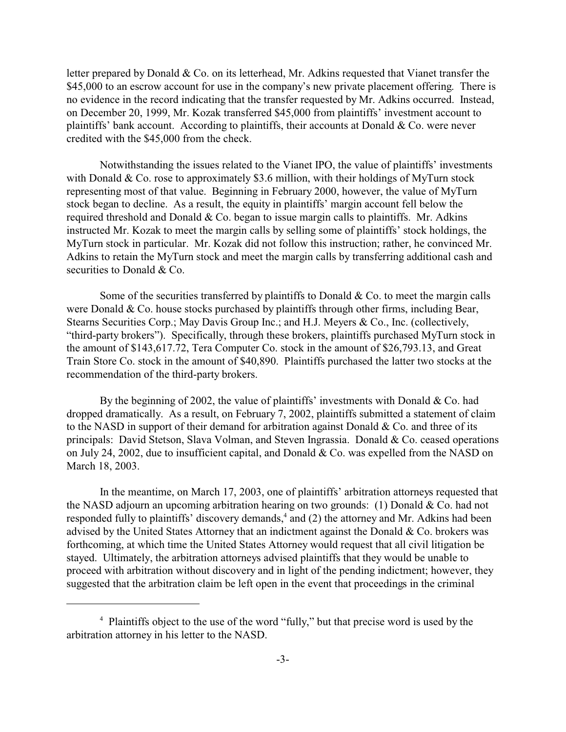letter prepared by Donald & Co. on its letterhead, Mr. Adkins requested that Vianet transfer the $45,000 to an escrow account for use in the company's new private placement offering. There is no evidence in the record indicating that the transfer requested by Mr. Adkins occurred. Instead, on December 20, 1999, Mr. Kozak transferred $45,000 from plaintiffs' investment account to plaintiffs' bank account. According to plaintiffs, their accounts at Donald & Co. were never credited with the $45,000 from the check.

Notwithstanding the issues related to the Vianet IPO, the value of plaintiffs' investments with Donald & Co. rose to approximately $3.6 million, with their holdings of MyTurn stock representing most of that value. Beginning in February 2000, however, the value of MyTurn stock began to decline. As a result, the equity in plaintiffs' margin account fell below the required threshold and Donald & Co. began to issue margin calls to plaintiffs. Mr. Adkins instructed Mr. Kozak to meet the margin calls by selling some of plaintiffs' stock holdings, the MyTurn stock in particular. Mr. Kozak did not follow this instruction; rather, he convinced Mr. Adkins to retain the MyTurn stock and meet the margin calls by transferring additional cash and securities to Donald & Co.

Some of the securities transferred by plaintiffs to Donald & Co. to meet the margin calls were Donald & Co. house stocks purchased by plaintiffs through other firms, including Bear, Stearns Securities Corp.; May Davis Group Inc.; and H.J. Meyers & Co., Inc. (collectively, "third-party brokers"). Specifically, through these brokers, plaintiffs purchased MyTurn stock in the amount of $143,617.72, Tera Computer Co. stock in the amount of $26,793.13, and Great Train Store Co. stock in the amount of $40,890. Plaintiffs purchased the latter two stocks at the recommendation of the third-party brokers.

By the beginning of 2002, the value of plaintiffs' investments with Donald & Co. had dropped dramatically. As a result, on February 7, 2002, plaintiffs submitted a statement of claim to the NASD in support of their demand for arbitration against Donald & Co. and three of its principals: David Stetson, Slava Volman, and Steven Ingrassia. Donald & Co. ceased operations on July 24, 2002, due to insufficient capital, and Donald & Co. was expelled from the NASD on March 18, 2003.

In the meantime, on March 17, 2003, one of plaintiffs' arbitration attorneys requested that the NASD adjourn an upcoming arbitration hearing on two grounds: (1) Donald & Co. had not responded fully to plaintiffs' discovery demands,[4] and (2) the attorney and Mr. Adkins had been advised by the United States Attorney that an indictment against the Donald & Co. brokers was forthcoming, at which time the United States Attorney would request that all civil litigation be stayed. Ultimately, the arbitration attorneys advised plaintiffs that they would be unable to proceed with arbitration without discovery and in light of the pending indictment; however, they suggested that the arbitration claim be left open in the event that proceedings in the criminal

[4] Plaintiffs object to the use of the word "fully," but that precise word is used by the arbitration attorney in his letter to the NASD.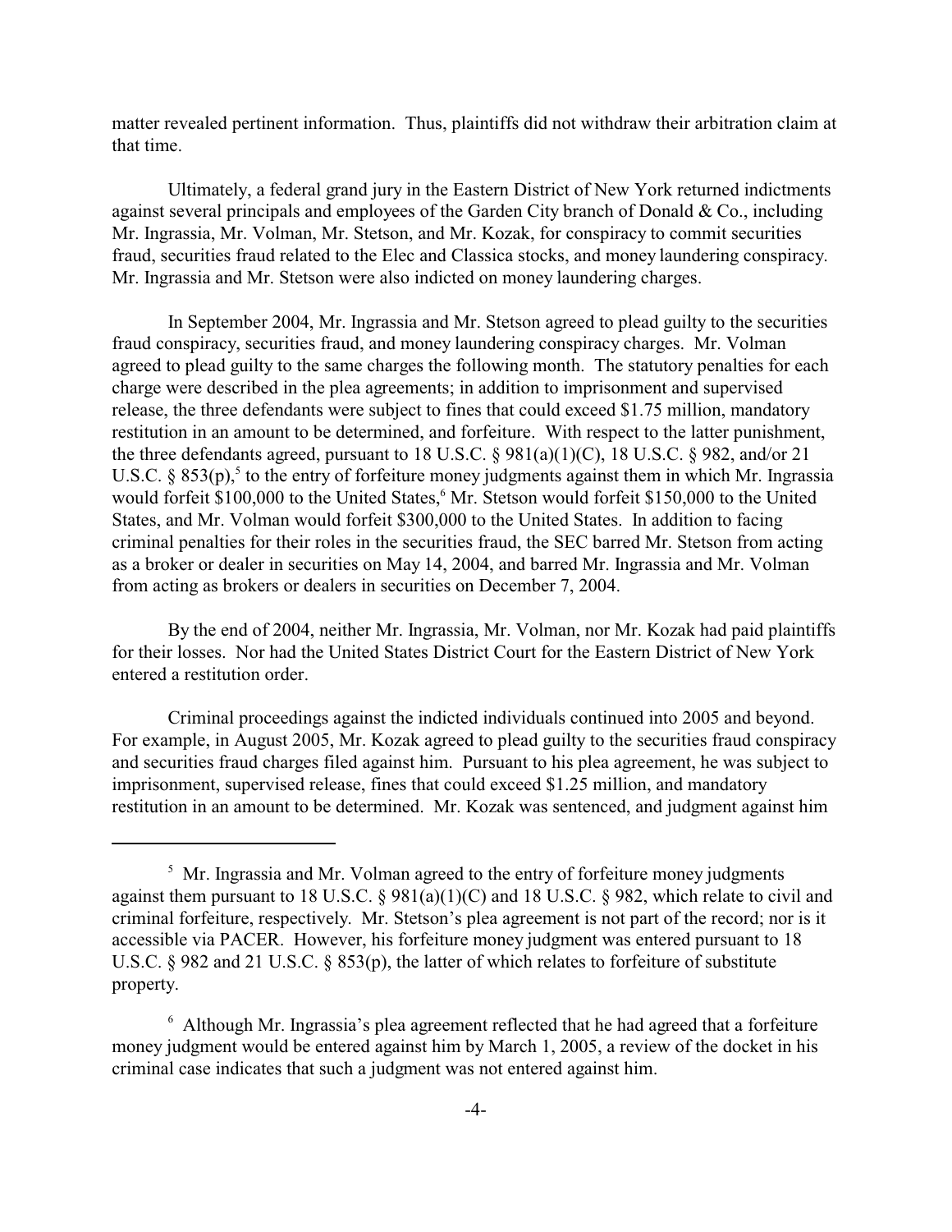matter revealed pertinent information. Thus, plaintiffs did not withdraw their arbitration claim at that time.

Ultimately, a federal grand jury in the Eastern District of New York returned indictments against several principals and employees of the Garden City branch of Donald & Co., including Mr. Ingrassia, Mr. Volman, Mr. Stetson, and Mr. Kozak, for conspiracy to commit securities fraud, securities fraud related to the Elec and Classica stocks, and money laundering conspiracy. Mr. Ingrassia and Mr. Stetson were also indicted on money laundering charges.

In September 2004, Mr. Ingrassia and Mr. Stetson agreed to plead guilty to the securities fraud conspiracy, securities fraud, and money laundering conspiracy charges. Mr. Volman agreed to plead guilty to the same charges the following month. The statutory penalties for each charge were described in the plea agreements; in addition to imprisonment and supervised release, the three defendants were subject to fines that could exceed $1.75 million, mandatory restitution in an amount to be determined, and forfeiture. With respect to the latter punishment, the three defendants agreed, pursuant to 18 U.S.C. § 981(a)(1)(C), 18 U.S.C. § 982, and/or 21 U.S.C. § 853(p),[5] to the entry of forfeiture money judgments against them in which Mr. Ingrassia would forfeit $100,000 to the United States,[6] Mr. Stetson would forfeit $150,000 to the United States, and Mr. Volman would forfeit $300,000 to the United States. In addition to facing criminal penalties for their roles in the securities fraud, the SEC barred Mr. Stetson from acting as a broker or dealer in securities on May 14, 2004, and barred Mr. Ingrassia and Mr. Volman from acting as brokers or dealers in securities on December 7, 2004.

By the end of 2004, neither Mr. Ingrassia, Mr. Volman, nor Mr. Kozak had paid plaintiffs for their losses. Nor had the United States District Court for the Eastern District of New York entered a restitution order.

Criminal proceedings against the indicted individuals continued into 2005 and beyond. For example, in August 2005, Mr. Kozak agreed to plead guilty to the securities fraud conspiracy and securities fraud charges filed against him. Pursuant to his plea agreement, he was subject to imprisonment, supervised release, fines that could exceed $1.25 million, and mandatory restitution in an amount to be determined. Mr. Kozak was sentenced, and judgment against him

---

[5] Mr. Ingrassia and Mr. Volman agreed to the entry of forfeiture money judgments against them pursuant to 18 U.S.C. § 981(a)(1)(C) and 18 U.S.C. § 982, which relate to civil and criminal forfeiture, respectively. Mr. Stetson's plea agreement is not part of the record; nor is it accessible via PACER. However, his forfeiture money judgment was entered pursuant to 18 U.S.C. § 982 and 21 U.S.C. § 853(p), the latter of which relates to forfeiture of substitute property.

[6] Although Mr. Ingrassia's plea agreement reflected that he had agreed that a forfeiture money judgment would be entered against him by March 1, 2005, a review of the docket in his criminal case indicates that such a judgment was not entered against him.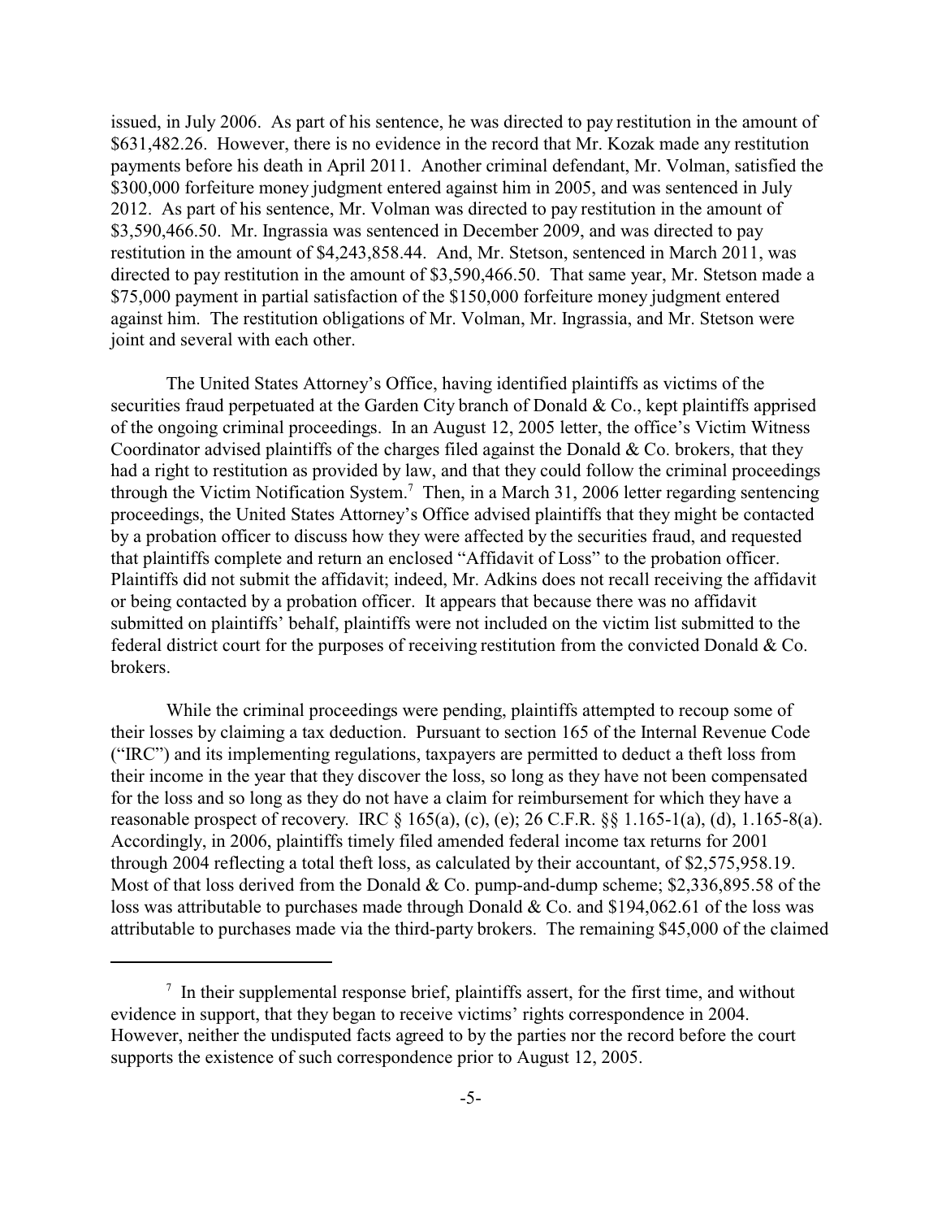issued, in July 2006. As part of his sentence, he was directed to pay restitution in the amount of \$631,482.26. However, there is no evidence in the record that Mr. Kozak made any restitution payments before his death in April 2011. Another criminal defendant, Mr. Volman, satisfied the \$300,000 forfeiture money judgment entered against him in 2005, and was sentenced in July 2012. As part of his sentence, Mr. Volman was directed to pay restitution in the amount of \$3,590,466.50. Mr. Ingrassia was sentenced in December 2009, and was directed to pay restitution in the amount of \$4,243,858.44. And, Mr. Stetson, sentenced in March 2011, was directed to pay restitution in the amount of \$3,590,466.50. That same year, Mr. Stetson made a \$75,000 payment in partial satisfaction of the \$150,000 forfeiture money judgment entered against him. The restitution obligations of Mr. Volman, Mr. Ingrassia, and Mr. Stetson were joint and several with each other.

The United States Attorney's Office, having identified plaintiffs as victims of the securities fraud perpetuated at the Garden City branch of Donald & Co., kept plaintiffs apprised of the ongoing criminal proceedings. In an August 12, 2005 letter, the office's Victim Witness Coordinator advised plaintiffs of the charges filed against the Donald & Co. brokers, that they had a right to restitution as provided by law, and that they could follow the criminal proceedings through the Victim Notification System.[7] Then, in a March 31, 2006 letter regarding sentencing proceedings, the United States Attorney's Office advised plaintiffs that they might be contacted by a probation officer to discuss how they were affected by the securities fraud, and requested that plaintiffs complete and return an enclosed "Affidavit of Loss" to the probation officer. Plaintiffs did not submit the affidavit; indeed, Mr. Adkins does not recall receiving the affidavit or being contacted by a probation officer. It appears that because there was no affidavit submitted on plaintiffs' behalf, plaintiffs were not included on the victim list submitted to the federal district court for the purposes of receiving restitution from the convicted Donald & Co. brokers.

While the criminal proceedings were pending, plaintiffs attempted to recoup some of their losses by claiming a tax deduction. Pursuant to section 165 of the Internal Revenue Code ("IRC") and its implementing regulations, taxpayers are permitted to deduct a theft loss from their income in the year that they discover the loss, so long as they have not been compensated for the loss and so long as they do not have a claim for reimbursement for which they have a reasonable prospect of recovery. IRC § 165(a), (c), (e); 26 C.F.R. §§ 1.165-1(a), (d), 1.165-8(a). Accordingly, in 2006, plaintiffs timely filed amended federal income tax returns for 2001 through 2004 reflecting a total theft loss, as calculated by their accountant, of \$2,575,958.19. Most of that loss derived from the Donald & Co. pump-and-dump scheme; \$2,336,895.58 of the loss was attributable to purchases made through Donald & Co. and \$194,062.61 of the loss was attributable to purchases made via the third-party brokers. The remaining \$45,000 of the claimed

[7] In their supplemental response brief, plaintiffs assert, for the first time, and without evidence in support, that they began to receive victims' rights correspondence in 2004. However, neither the undisputed facts agreed to by the parties nor the record before the court supports the existence of such correspondence prior to August 12, 2005.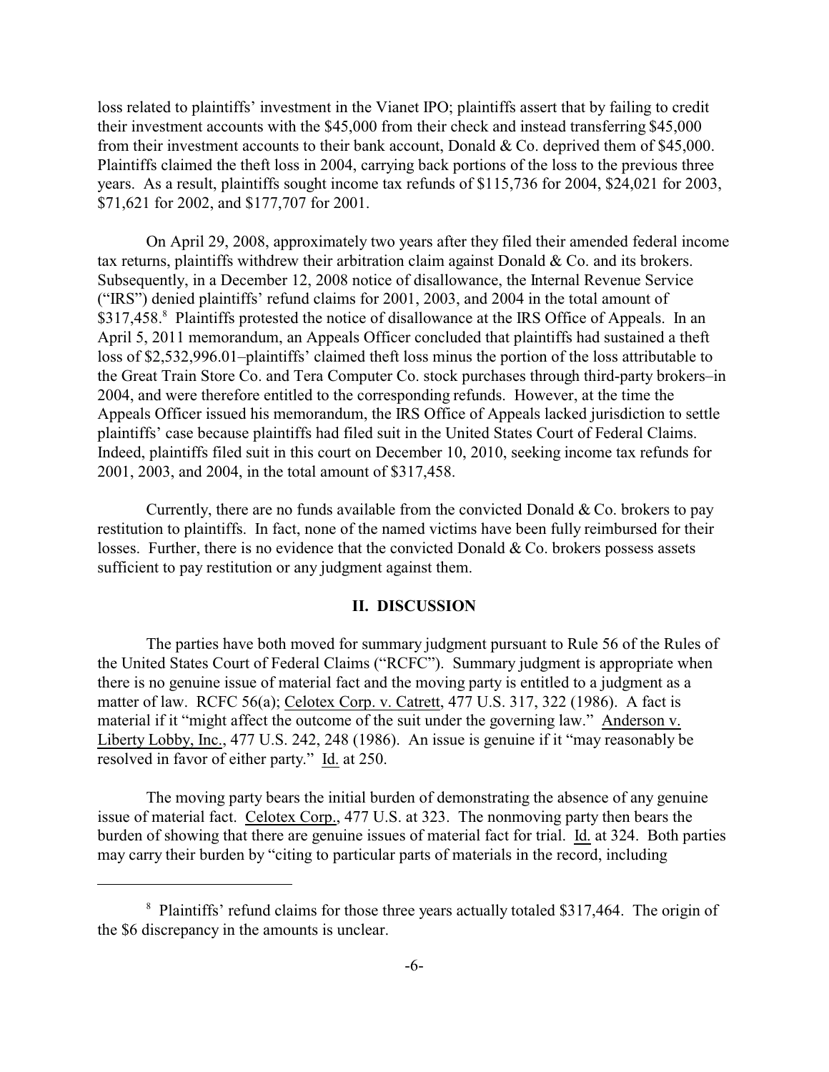loss related to plaintiffs' investment in the Vianet IPO; plaintiffs assert that by failing to credit their investment accounts with the $45,000 from their check and instead transferring $45,000 from their investment accounts to their bank account, Donald & Co. deprived them of $45,000. Plaintiffs claimed the theft loss in 2004, carrying back portions of the loss to the previous three years. As a result, plaintiffs sought income tax refunds of $115,736 for 2004, $24,021 for 2003, $71,621 for 2002, and $177,707 for 2001.

On April 29, 2008, approximately two years after they filed their amended federal income tax returns, plaintiffs withdrew their arbitration claim against Donald & Co. and its brokers. Subsequently, in a December 12, 2008 notice of disallowance, the Internal Revenue Service ("IRS") denied plaintiffs' refund claims for 2001, 2003, and 2004 in the total amount of $317,458.[8] Plaintiffs protested the notice of disallowance at the IRS Office of Appeals. In an April 5, 2011 memorandum, an Appeals Officer concluded that plaintiffs had sustained a theft loss of $2,532,996.01–plaintiffs' claimed theft loss minus the portion of the loss attributable to the Great Train Store Co. and Tera Computer Co. stock purchases through third-party brokers–in 2004, and were therefore entitled to the corresponding refunds. However, at the time the Appeals Officer issued his memorandum, the IRS Office of Appeals lacked jurisdiction to settle plaintiffs' case because plaintiffs had filed suit in the United States Court of Federal Claims. Indeed, plaintiffs filed suit in this court on December 10, 2010, seeking income tax refunds for 2001, 2003, and 2004, in the total amount of $317,458.

Currently, there are no funds available from the convicted Donald & Co. brokers to pay restitution to plaintiffs. In fact, none of the named victims have been fully reimbursed for their losses. Further, there is no evidence that the convicted Donald & Co. brokers possess assets sufficient to pay restitution or any judgment against them.

## II. DISCUSSION

The parties have both moved for summary judgment pursuant to Rule 56 of the Rules of the United States Court of Federal Claims ("RCFC"). Summary judgment is appropriate when there is no genuine issue of material fact and the moving party is entitled to a judgment as a matter of law. RCFC 56(a); Celotex Corp. v. Catrett, 477 U.S. 317, 322 (1986). A fact is material if it "might affect the outcome of the suit under the governing law." Anderson v. Liberty Lobby, Inc., 477 U.S. 242, 248 (1986). An issue is genuine if it "may reasonably be resolved in favor of either party." Id. at 250.

The moving party bears the initial burden of demonstrating the absence of any genuine issue of material fact. Celotex Corp., 477 U.S. at 323. The nonmoving party then bears the burden of showing that there are genuine issues of material fact for trial. Id. at 324. Both parties may carry their burden by "citing to particular parts of materials in the record, including

[8] Plaintiffs' refund claims for those three years actually totaled $317,464. The origin of the $6 discrepancy in the amounts is unclear.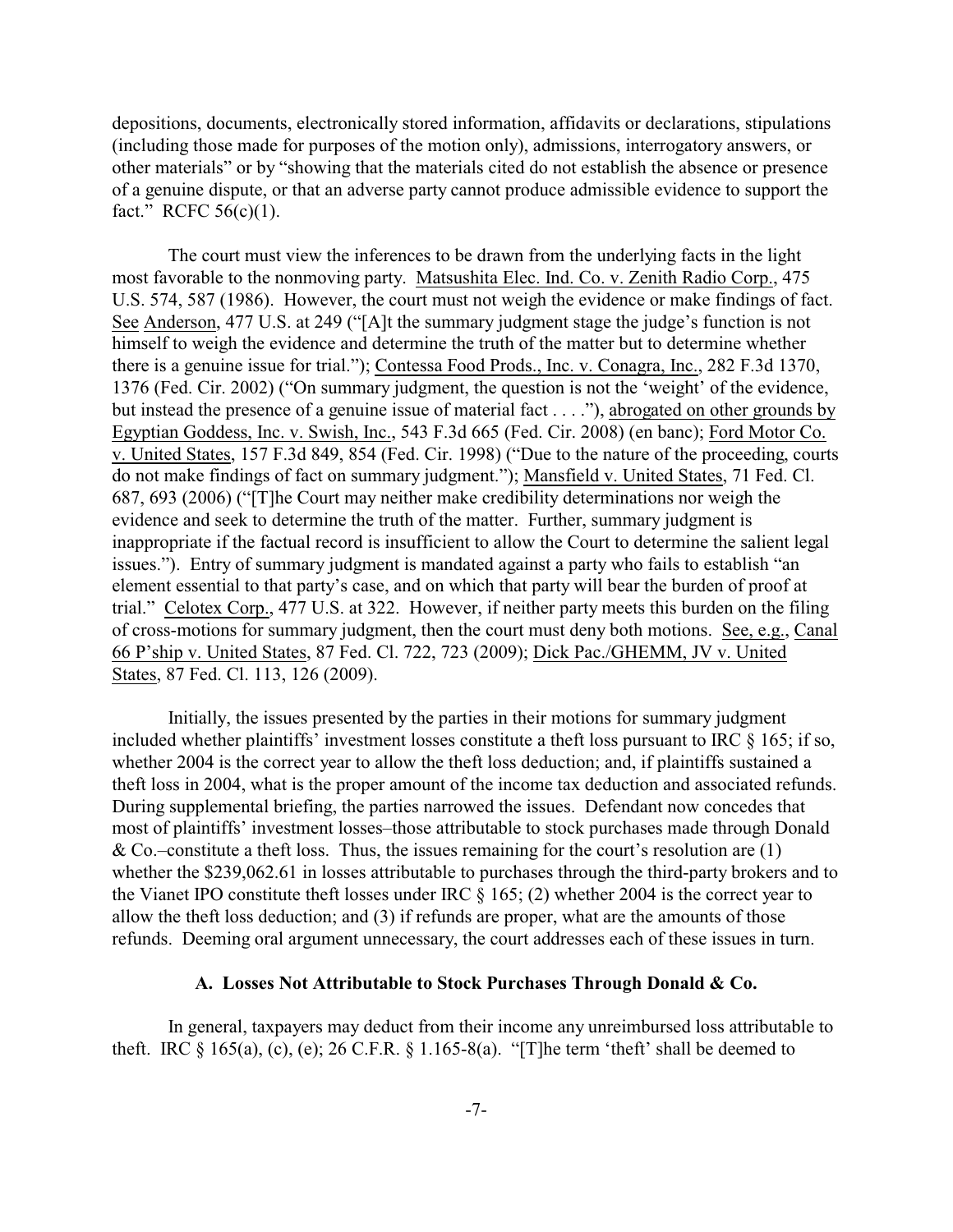depositions, documents, electronically stored information, affidavits or declarations, stipulations (including those made for purposes of the motion only), admissions, interrogatory answers, or other materials" or by "showing that the materials cited do not establish the absence or presence of a genuine dispute, or that an adverse party cannot produce admissible evidence to support the fact." RCFC 56(c)(1).

The court must view the inferences to be drawn from the underlying facts in the light most favorable to the nonmoving party. Matsushita Elec. Ind. Co. v. Zenith Radio Corp., 475 U.S. 574, 587 (1986). However, the court must not weigh the evidence or make findings of fact. See Anderson, 477 U.S. at 249 ("[A]t the summary judgment stage the judge's function is not himself to weigh the evidence and determine the truth of the matter but to determine whether there is a genuine issue for trial."); Contessa Food Prods., Inc. v. Conagra, Inc., 282 F.3d 1370, 1376 (Fed. Cir. 2002) ("On summary judgment, the question is not the 'weight' of the evidence, but instead the presence of a genuine issue of material fact . . . ."), abrogated on other grounds by Egyptian Goddess, Inc. v. Swish, Inc., 543 F.3d 665 (Fed. Cir. 2008) (en banc); Ford Motor Co. v. United States, 157 F.3d 849, 854 (Fed. Cir. 1998) ("Due to the nature of the proceeding, courts do not make findings of fact on summary judgment."); Mansfield v. United States, 71 Fed. Cl. 687, 693 (2006) ("[T]he Court may neither make credibility determinations nor weigh the evidence and seek to determine the truth of the matter. Further, summary judgment is inappropriate if the factual record is insufficient to allow the Court to determine the salient legal issues."). Entry of summary judgment is mandated against a party who fails to establish "an element essential to that party's case, and on which that party will bear the burden of proof at trial." Celotex Corp., 477 U.S. at 322. However, if neither party meets this burden on the filing of cross-motions for summary judgment, then the court must deny both motions. See, e.g., Canal 66 P'ship v. United States, 87 Fed. Cl. 722, 723 (2009); Dick Pac./GHEMM, JV v. United States, 87 Fed. Cl. 113, 126 (2009).

Initially, the issues presented by the parties in their motions for summary judgment included whether plaintiffs' investment losses constitute a theft loss pursuant to IRC § 165; if so, whether 2004 is the correct year to allow the theft loss deduction; and, if plaintiffs sustained a theft loss in 2004, what is the proper amount of the income tax deduction and associated refunds. During supplemental briefing, the parties narrowed the issues. Defendant now concedes that most of plaintiffs' investment losses–those attributable to stock purchases made through Donald & Co.–constitute a theft loss. Thus, the issues remaining for the court's resolution are (1) whether the $239,062.61 in losses attributable to purchases through the third-party brokers and to the Vianet IPO constitute theft losses under IRC § 165; (2) whether 2004 is the correct year to allow the theft loss deduction; and (3) if refunds are proper, what are the amounts of those refunds. Deeming oral argument unnecessary, the court addresses each of these issues in turn.

### A. Losses Not Attributable to Stock Purchases Through Donald & Co.

In general, taxpayers may deduct from their income any unreimbursed loss attributable to theft. IRC § 165(a), (c), (e); 26 C.F.R. § 1.165-8(a). "[T]he term 'theft' shall be deemed to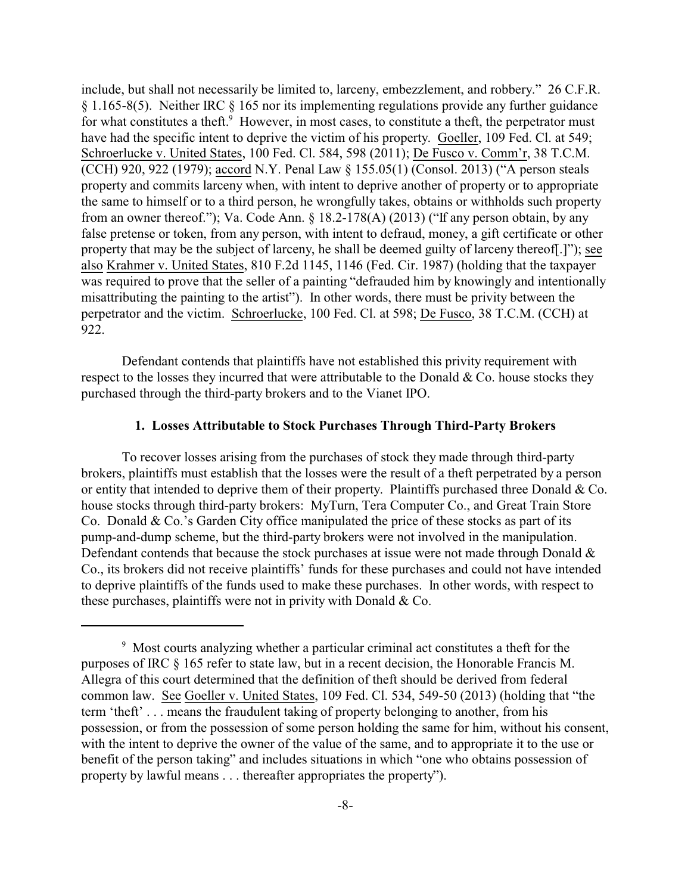include, but shall not necessarily be limited to, larceny, embezzlement, and robbery." 26 C.F.R. § 1.165-8(5). Neither IRC § 165 nor its implementing regulations provide any further guidance for what constitutes a theft.[9] However, in most cases, to constitute a theft, the perpetrator must have had the specific intent to deprive the victim of his property. Goeller, 109 Fed. Cl. at 549; Schroerlucke v. United States, 100 Fed. Cl. 584, 598 (2011); De Fusco v. Comm'r, 38 T.C.M. (CCH) 920, 922 (1979); accord N.Y. Penal Law § 155.05(1) (Consol. 2013) ("A person steals property and commits larceny when, with intent to deprive another of property or to appropriate the same to himself or to a third person, he wrongfully takes, obtains or withholds such property from an owner thereof."); Va. Code Ann. § 18.2-178(A) (2013) ("If any person obtain, by any false pretense or token, from any person, with intent to defraud, money, a gift certificate or other property that may be the subject of larceny, he shall be deemed guilty of larceny thereof[.]"); see also Krahmer v. United States, 810 F.2d 1145, 1146 (Fed. Cir. 1987) (holding that the taxpayer was required to prove that the seller of a painting "defrauded him by knowingly and intentionally misattributing the painting to the artist"). In other words, there must be privity between the perpetrator and the victim. Schroerlucke, 100 Fed. Cl. at 598; De Fusco, 38 T.C.M. (CCH) at 922.

Defendant contends that plaintiffs have not established this privity requirement with respect to the losses they incurred that were attributable to the Donald & Co. house stocks they purchased through the third-party brokers and to the Vianet IPO.

### 1. Losses Attributable to Stock Purchases Through Third-Party Brokers

To recover losses arising from the purchases of stock they made through third-party brokers, plaintiffs must establish that the losses were the result of a theft perpetrated by a person or entity that intended to deprive them of their property. Plaintiffs purchased three Donald & Co. house stocks through third-party brokers: MyTurn, Tera Computer Co., and Great Train Store Co. Donald & Co.'s Garden City office manipulated the price of these stocks as part of its pump-and-dump scheme, but the third-party brokers were not involved in the manipulation. Defendant contends that because the stock purchases at issue were not made through Donald & Co., its brokers did not receive plaintiffs' funds for these purchases and could not have intended to deprive plaintiffs of the funds used to make these purchases. In other words, with respect to these purchases, plaintiffs were not in privity with Donald & Co.

---

[9] Most courts analyzing whether a particular criminal act constitutes a theft for the purposes of IRC § 165 refer to state law, but in a recent decision, the Honorable Francis M. Allegra of this court determined that the definition of theft should be derived from federal common law. See Goeller v. United States, 109 Fed. Cl. 534, 549-50 (2013) (holding that "the term 'theft' . . . means the fraudulent taking of property belonging to another, from his possession, or from the possession of some person holding the same for him, without his consent, with the intent to deprive the owner of the value of the same, and to appropriate it to the use or benefit of the person taking" and includes situations in which "one who obtains possession of property by lawful means . . . thereafter appropriates the property").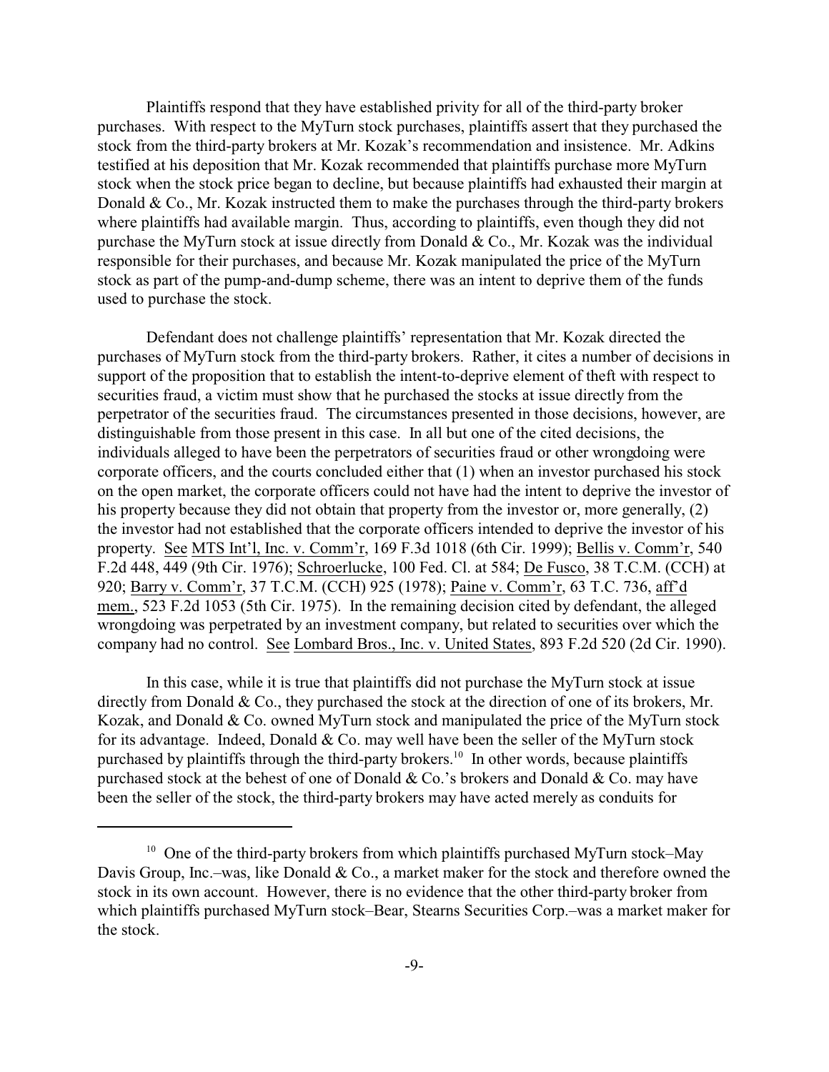Plaintiffs respond that they have established privity for all of the third-party broker purchases. With respect to the MyTurn stock purchases, plaintiffs assert that they purchased the stock from the third-party brokers at Mr. Kozak's recommendation and insistence. Mr. Adkins testified at his deposition that Mr. Kozak recommended that plaintiffs purchase more MyTurn stock when the stock price began to decline, but because plaintiffs had exhausted their margin at Donald & Co., Mr. Kozak instructed them to make the purchases through the third-party brokers where plaintiffs had available margin. Thus, according to plaintiffs, even though they did not purchase the MyTurn stock at issue directly from Donald & Co., Mr. Kozak was the individual responsible for their purchases, and because Mr. Kozak manipulated the price of the MyTurn stock as part of the pump-and-dump scheme, there was an intent to deprive them of the funds used to purchase the stock.

Defendant does not challenge plaintiffs' representation that Mr. Kozak directed the purchases of MyTurn stock from the third-party brokers. Rather, it cites a number of decisions in support of the proposition that to establish the intent-to-deprive element of theft with respect to securities fraud, a victim must show that he purchased the stocks at issue directly from the perpetrator of the securities fraud. The circumstances presented in those decisions, however, are distinguishable from those present in this case. In all but one of the cited decisions, the individuals alleged to have been the perpetrators of securities fraud or other wrongdoing were corporate officers, and the courts concluded either that (1) when an investor purchased his stock on the open market, the corporate officers could not have had the intent to deprive the investor of his property because they did not obtain that property from the investor or, more generally, (2) the investor had not established that the corporate officers intended to deprive the investor of his property. See MTS Int'l, Inc. v. Comm'r, 169 F.3d 1018 (6th Cir. 1999); Bellis v. Comm'r, 540 F.2d 448, 449 (9th Cir. 1976); Schroerlucke, 100 Fed. Cl. at 584; De Fusco, 38 T.C.M. (CCH) at 920; Barry v. Comm'r, 37 T.C.M. (CCH) 925 (1978); Paine v. Comm'r, 63 T.C. 736, aff'd mem., 523 F.2d 1053 (5th Cir. 1975). In the remaining decision cited by defendant, the alleged wrongdoing was perpetrated by an investment company, but related to securities over which the company had no control. See Lombard Bros., Inc. v. United States, 893 F.2d 520 (2d Cir. 1990).

In this case, while it is true that plaintiffs did not purchase the MyTurn stock at issue directly from Donald & Co., they purchased the stock at the direction of one of its brokers, Mr. Kozak, and Donald & Co. owned MyTurn stock and manipulated the price of the MyTurn stock for its advantage. Indeed, Donald & Co. may well have been the seller of the MyTurn stock purchased by plaintiffs through the third-party brokers.[10] In other words, because plaintiffs purchased stock at the behest of one of Donald & Co.'s brokers and Donald & Co. may have been the seller of the stock, the third-party brokers may have acted merely as conduits for

[10] One of the third-party brokers from which plaintiffs purchased MyTurn stock–May Davis Group, Inc.–was, like Donald & Co., a market maker for the stock and therefore owned the stock in its own account. However, there is no evidence that the other third-party broker from which plaintiffs purchased MyTurn stock–Bear, Stearns Securities Corp.–was a market maker for the stock.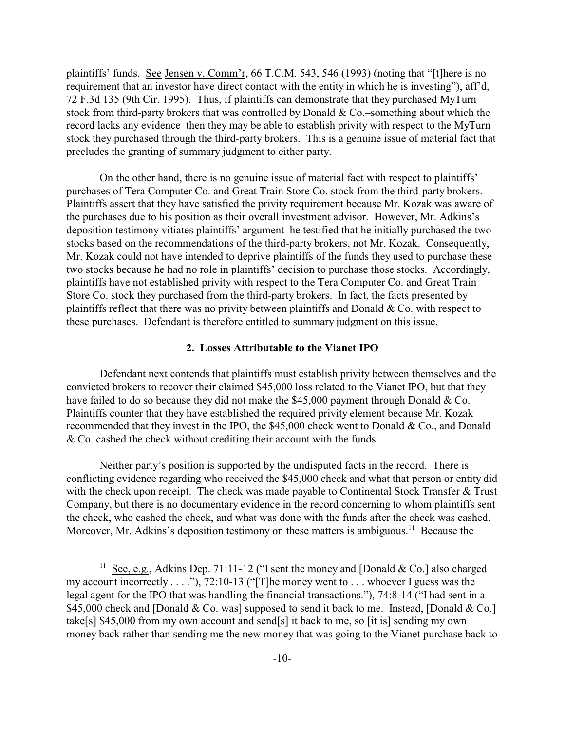plaintiffs' funds. See Jensen v. Comm'r, 66 T.C.M. 543, 546 (1993) (noting that "[t]here is no requirement that an investor have direct contact with the entity in which he is investing"), aff'd, 72 F.3d 135 (9th Cir. 1995). Thus, if plaintiffs can demonstrate that they purchased MyTurn stock from third-party brokers that was controlled by Donald & Co.–something about which the record lacks any evidence–then they may be able to establish privity with respect to the MyTurn stock they purchased through the third-party brokers. This is a genuine issue of material fact that precludes the granting of summary judgment to either party.

On the other hand, there is no genuine issue of material fact with respect to plaintiffs' purchases of Tera Computer Co. and Great Train Store Co. stock from the third-party brokers. Plaintiffs assert that they have satisfied the privity requirement because Mr. Kozak was aware of the purchases due to his position as their overall investment advisor. However, Mr. Adkins's deposition testimony vitiates plaintiffs' argument–he testified that he initially purchased the two stocks based on the recommendations of the third-party brokers, not Mr. Kozak. Consequently, Mr. Kozak could not have intended to deprive plaintiffs of the funds they used to purchase these two stocks because he had no role in plaintiffs' decision to purchase those stocks. Accordingly, plaintiffs have not established privity with respect to the Tera Computer Co. and Great Train Store Co. stock they purchased from the third-party brokers. In fact, the facts presented by plaintiffs reflect that there was no privity between plaintiffs and Donald & Co. with respect to these purchases. Defendant is therefore entitled to summary judgment on this issue.

### 2. Losses Attributable to the Vianet IPO

Defendant next contends that plaintiffs must establish privity between themselves and the convicted brokers to recover their claimed $45,000 loss related to the Vianet IPO, but that they have failed to do so because they did not make the $45,000 payment through Donald & Co. Plaintiffs counter that they have established the required privity element because Mr. Kozak recommended that they invest in the IPO, the $45,000 check went to Donald & Co., and Donald & Co. cashed the check without crediting their account with the funds.

Neither party's position is supported by the undisputed facts in the record. There is conflicting evidence regarding who received the $45,000 check and what that person or entity did with the check upon receipt. The check was made payable to Continental Stock Transfer & Trust Company, but there is no documentary evidence in the record concerning to whom plaintiffs sent the check, who cashed the check, and what was done with the funds after the check was cashed. Moreover, Mr. Adkins's deposition testimony on these matters is ambiguous.[11] Because the

---

[11] See, e.g., Adkins Dep. 71:11-12 ("I sent the money and [Donald & Co.] also charged my account incorrectly . . . ."), 72:10-13 ("[T]he money went to . . . whoever I guess was the legal agent for the IPO that was handling the financial transactions."), 74:8-14 ("I had sent in a $45,000 check and [Donald & Co. was] supposed to send it back to me. Instead, [Donald & Co.] take[s] $45,000 from my own account and send[s] it back to me, so [it is] sending my own money back rather than sending me the new money that was going to the Vianet purchase back to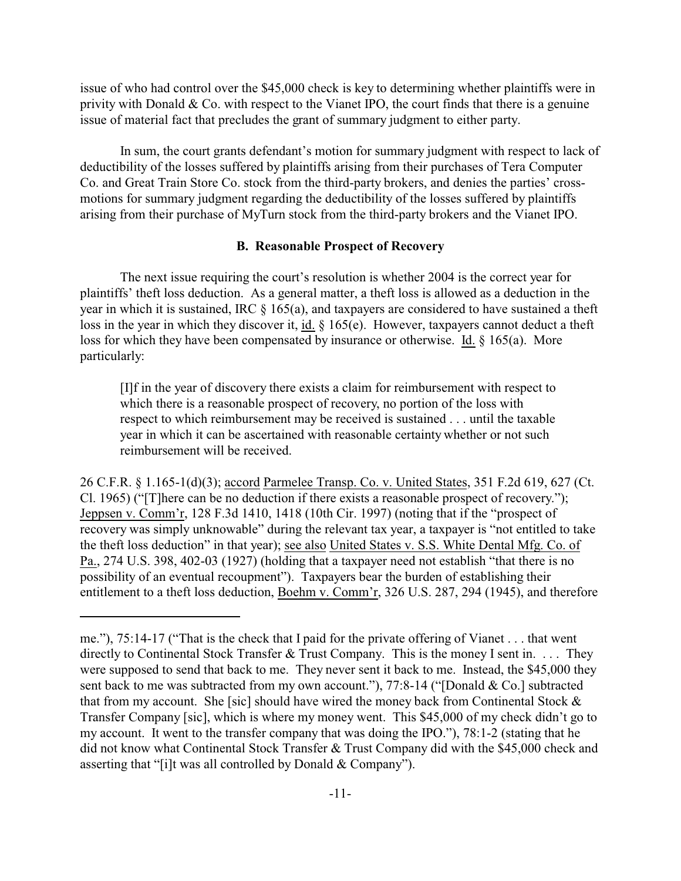issue of who had control over the $45,000 check is key to determining whether plaintiffs were in privity with Donald & Co. with respect to the Vianet IPO, the court finds that there is a genuine issue of material fact that precludes the grant of summary judgment to either party.

In sum, the court grants defendant's motion for summary judgment with respect to lack of deductibility of the losses suffered by plaintiffs arising from their purchases of Tera Computer Co. and Great Train Store Co. stock from the third-party brokers, and denies the parties' cross-motions for summary judgment regarding the deductibility of the losses suffered by plaintiffs arising from their purchase of MyTurn stock from the third-party brokers and the Vianet IPO.

### B. Reasonable Prospect of Recovery

The next issue requiring the court's resolution is whether 2004 is the correct year for plaintiffs' theft loss deduction. As a general matter, a theft loss is allowed as a deduction in the year in which it is sustained, IRC § 165(a), and taxpayers are considered to have sustained a theft loss in the year in which they discover it, id. § 165(e). However, taxpayers cannot deduct a theft loss for which they have been compensated by insurance or otherwise. Id. § 165(a). More particularly:

> [I]f in the year of discovery there exists a claim for reimbursement with respect to which there is a reasonable prospect of recovery, no portion of the loss with respect to which reimbursement may be received is sustained . . . until the taxable year in which it can be ascertained with reasonable certainty whether or not such reimbursement will be received.

26 C.F.R. § 1.165-1(d)(3); accord Parmelee Transp. Co. v. United States, 351 F.2d 619, 627 (Ct. Cl. 1965) ("[T]here can be no deduction if there exists a reasonable prospect of recovery."); Jeppsen v. Comm'r, 128 F.3d 1410, 1418 (10th Cir. 1997) (noting that if the "prospect of recovery was simply unknowable" during the relevant tax year, a taxpayer is "not entitled to take the theft loss deduction" in that year); see also United States v. S.S. White Dental Mfg. Co. of Pa., 274 U.S. 398, 402-03 (1927) (holding that a taxpayer need not establish "that there is no possibility of an eventual recoupment"). Taxpayers bear the burden of establishing their entitlement to a theft loss deduction, Boehm v. Comm'r, 326 U.S. 287, 294 (1945), and therefore

---

me."), 75:14-17 ("That is the check that I paid for the private offering of Vianet . . . that went directly to Continental Stock Transfer & Trust Company. This is the money I sent in. . . . They were supposed to send that back to me. They never sent it back to me. Instead, the $45,000 they sent back to me was subtracted from my own account."), 77:8-14 ("[Donald & Co.] subtracted that from my account. She [sic] should have wired the money back from Continental Stock & Transfer Company [sic], which is where my money went. This $45,000 of my check didn't go to my account. It went to the transfer company that was doing the IPO."), 78:1-2 (stating that he did not know what Continental Stock Transfer & Trust Company did with the $45,000 check and asserting that "[i]t was all controlled by Donald & Company").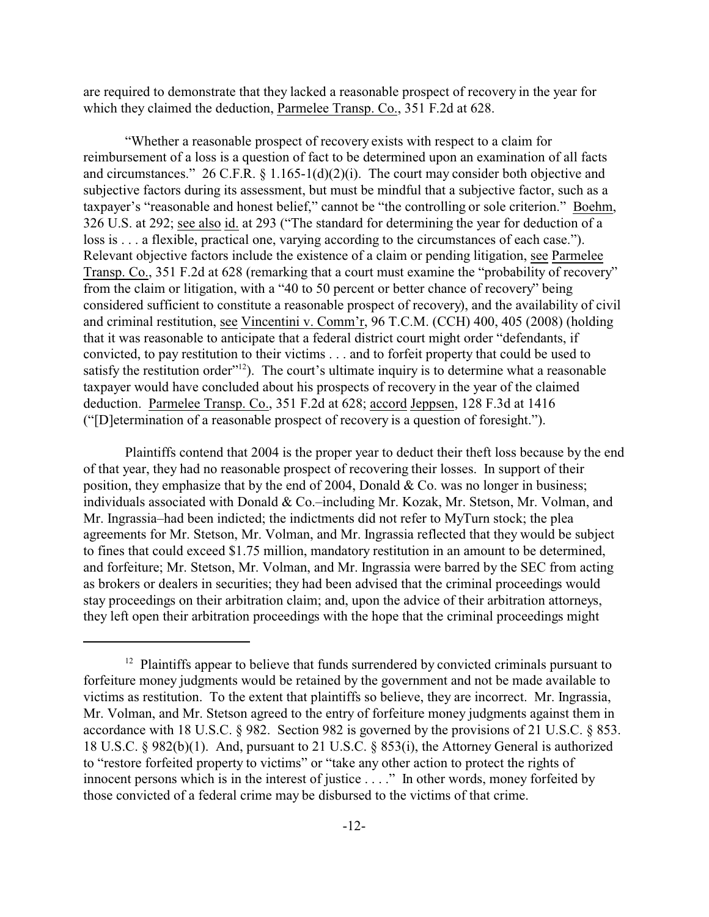are required to demonstrate that they lacked a reasonable prospect of recovery in the year for which they claimed the deduction, Parmelee Transp. Co., 351 F.2d at 628.

"Whether a reasonable prospect of recovery exists with respect to a claim for reimbursement of a loss is a question of fact to be determined upon an examination of all facts and circumstances." 26 C.F.R. § 1.165-1(d)(2)(i). The court may consider both objective and subjective factors during its assessment, but must be mindful that a subjective factor, such as a taxpayer's "reasonable and honest belief," cannot be "the controlling or sole criterion." Boehm, 326 U.S. at 292; see also id. at 293 ("The standard for determining the year for deduction of a loss is . . . a flexible, practical one, varying according to the circumstances of each case."). Relevant objective factors include the existence of a claim or pending litigation, see Parmelee Transp. Co., 351 F.2d at 628 (remarking that a court must examine the "probability of recovery" from the claim or litigation, with a "40 to 50 percent or better chance of recovery" being considered sufficient to constitute a reasonable prospect of recovery), and the availability of civil and criminal restitution, see Vincentini v. Comm'r, 96 T.C.M. (CCH) 400, 405 (2008) (holding that it was reasonable to anticipate that a federal district court might order "defendants, if convicted, to pay restitution to their victims . . . and to forfeit property that could be used to satisfy the restitution order"[12]). The court's ultimate inquiry is to determine what a reasonable taxpayer would have concluded about his prospects of recovery in the year of the claimed deduction. Parmelee Transp. Co., 351 F.2d at 628; accord Jeppsen, 128 F.3d at 1416 ("[D]etermination of a reasonable prospect of recovery is a question of foresight.").

Plaintiffs contend that 2004 is the proper year to deduct their theft loss because by the end of that year, they had no reasonable prospect of recovering their losses. In support of their position, they emphasize that by the end of 2004, Donald & Co. was no longer in business; individuals associated with Donald & Co.–including Mr. Kozak, Mr. Stetson, Mr. Volman, and Mr. Ingrassia–had been indicted; the indictments did not refer to MyTurn stock; the plea agreements for Mr. Stetson, Mr. Volman, and Mr. Ingrassia reflected that they would be subject to fines that could exceed $1.75 million, mandatory restitution in an amount to be determined, and forfeiture; Mr. Stetson, Mr. Volman, and Mr. Ingrassia were barred by the SEC from acting as brokers or dealers in securities; they had been advised that the criminal proceedings would stay proceedings on their arbitration claim; and, upon the advice of their arbitration attorneys, they left open their arbitration proceedings with the hope that the criminal proceedings might

[12] Plaintiffs appear to believe that funds surrendered by convicted criminals pursuant to forfeiture money judgments would be retained by the government and not be made available to victims as restitution. To the extent that plaintiffs so believe, they are incorrect. Mr. Ingrassia, Mr. Volman, and Mr. Stetson agreed to the entry of forfeiture money judgments against them in accordance with 18 U.S.C. § 982. Section 982 is governed by the provisions of 21 U.S.C. § 853. 18 U.S.C. § 982(b)(1). And, pursuant to 21 U.S.C. § 853(i), the Attorney General is authorized to "restore forfeited property to victims" or "take any other action to protect the rights of innocent persons which is in the interest of justice . . . ." In other words, money forfeited by those convicted of a federal crime may be disbursed to the victims of that crime.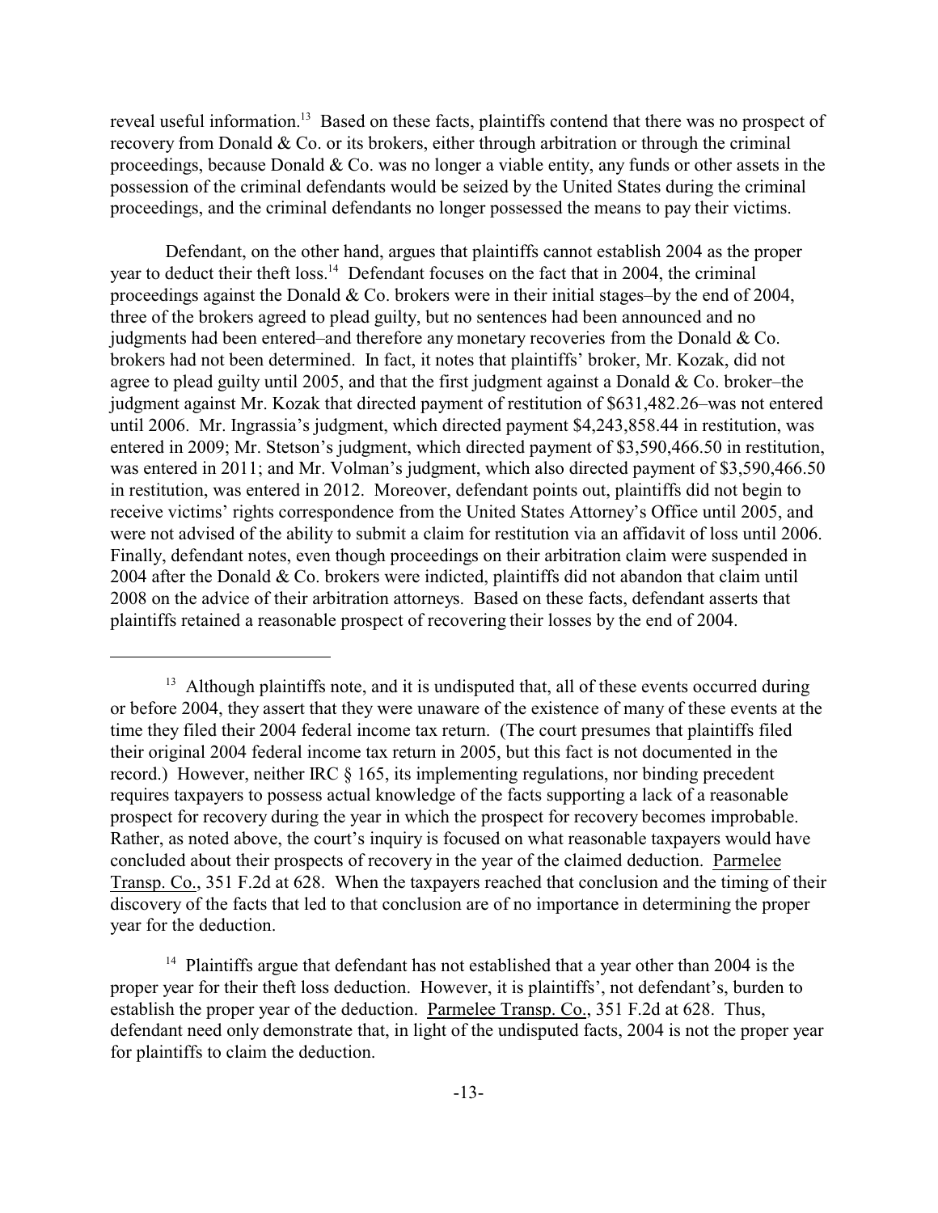reveal useful information.[13] Based on these facts, plaintiffs contend that there was no prospect of recovery from Donald & Co. or its brokers, either through arbitration or through the criminal proceedings, because Donald & Co. was no longer a viable entity, any funds or other assets in the possession of the criminal defendants would be seized by the United States during the criminal proceedings, and the criminal defendants no longer possessed the means to pay their victims.

Defendant, on the other hand, argues that plaintiffs cannot establish 2004 as the proper year to deduct their theft loss.[14] Defendant focuses on the fact that in 2004, the criminal proceedings against the Donald & Co. brokers were in their initial stages–by the end of 2004, three of the brokers agreed to plead guilty, but no sentences had been announced and no judgments had been entered–and therefore any monetary recoveries from the Donald & Co. brokers had not been determined. In fact, it notes that plaintiffs' broker, Mr. Kozak, did not agree to plead guilty until 2005, and that the first judgment against a Donald & Co. broker–the judgment against Mr. Kozak that directed payment of restitution of $631,482.26–was not entered until 2006. Mr. Ingrassia's judgment, which directed payment $4,243,858.44 in restitution, was entered in 2009; Mr. Stetson's judgment, which directed payment of $3,590,466.50 in restitution, was entered in 2011; and Mr. Volman's judgment, which also directed payment of $3,590,466.50 in restitution, was entered in 2012. Moreover, defendant points out, plaintiffs did not begin to receive victims' rights correspondence from the United States Attorney's Office until 2005, and were not advised of the ability to submit a claim for restitution via an affidavit of loss until 2006. Finally, defendant notes, even though proceedings on their arbitration claim were suspended in 2004 after the Donald & Co. brokers were indicted, plaintiffs did not abandon that claim until 2008 on the advice of their arbitration attorneys. Based on these facts, defendant asserts that plaintiffs retained a reasonable prospect of recovering their losses by the end of 2004.

---

[13] Although plaintiffs note, and it is undisputed that, all of these events occurred during or before 2004, they assert that they were unaware of the existence of many of these events at the time they filed their 2004 federal income tax return. (The court presumes that plaintiffs filed their original 2004 federal income tax return in 2005, but this fact is not documented in the record.) However, neither IRC § 165, its implementing regulations, nor binding precedent requires taxpayers to possess actual knowledge of the facts supporting a lack of a reasonable prospect for recovery during the year in which the prospect for recovery becomes improbable. Rather, as noted above, the court's inquiry is focused on what reasonable taxpayers would have concluded about their prospects of recovery in the year of the claimed deduction. Parmelee Transp. Co., 351 F.2d at 628. When the taxpayers reached that conclusion and the timing of their discovery of the facts that led to that conclusion are of no importance in determining the proper year for the deduction.

[14] Plaintiffs argue that defendant has not established that a year other than 2004 is the proper year for their theft loss deduction. However, it is plaintiffs', not defendant's, burden to establish the proper year of the deduction. Parmelee Transp. Co., 351 F.2d at 628. Thus, defendant need only demonstrate that, in light of the undisputed facts, 2004 is not the proper year for plaintiffs to claim the deduction.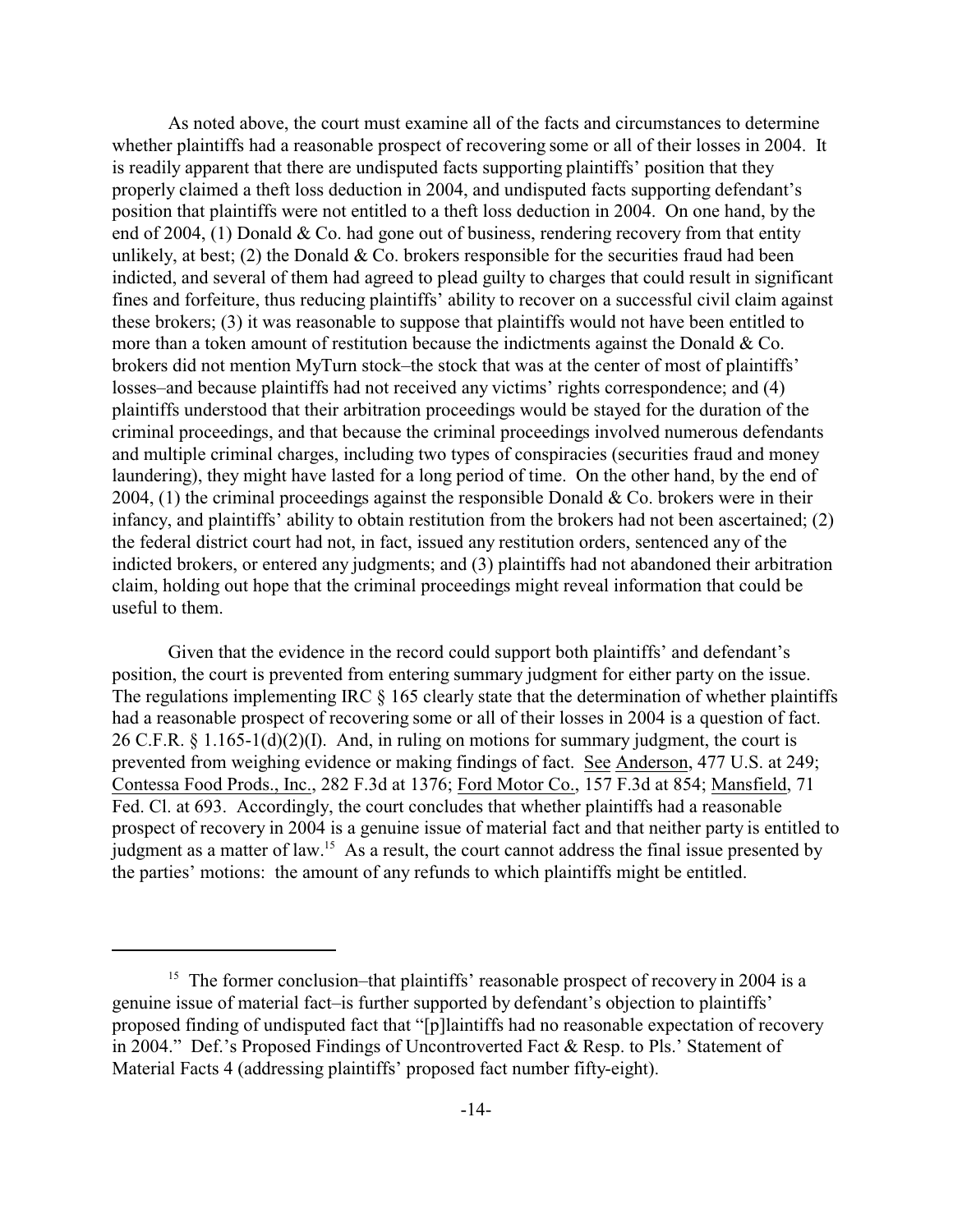As noted above, the court must examine all of the facts and circumstances to determine whether plaintiffs had a reasonable prospect of recovering some or all of their losses in 2004. It is readily apparent that there are undisputed facts supporting plaintiffs' position that they properly claimed a theft loss deduction in 2004, and undisputed facts supporting defendant's position that plaintiffs were not entitled to a theft loss deduction in 2004. On one hand, by the end of 2004, (1) Donald & Co. had gone out of business, rendering recovery from that entity unlikely, at best; (2) the Donald & Co. brokers responsible for the securities fraud had been indicted, and several of them had agreed to plead guilty to charges that could result in significant fines and forfeiture, thus reducing plaintiffs' ability to recover on a successful civil claim against these brokers; (3) it was reasonable to suppose that plaintiffs would not have been entitled to more than a token amount of restitution because the indictments against the Donald & Co. brokers did not mention MyTurn stock–the stock that was at the center of most of plaintiffs' losses–and because plaintiffs had not received any victims' rights correspondence; and (4) plaintiffs understood that their arbitration proceedings would be stayed for the duration of the criminal proceedings, and that because the criminal proceedings involved numerous defendants and multiple criminal charges, including two types of conspiracies (securities fraud and money laundering), they might have lasted for a long period of time. On the other hand, by the end of 2004, (1) the criminal proceedings against the responsible Donald & Co. brokers were in their infancy, and plaintiffs' ability to obtain restitution from the brokers had not been ascertained; (2) the federal district court had not, in fact, issued any restitution orders, sentenced any of the indicted brokers, or entered any judgments; and (3) plaintiffs had not abandoned their arbitration claim, holding out hope that the criminal proceedings might reveal information that could be useful to them.

Given that the evidence in the record could support both plaintiffs' and defendant's position, the court is prevented from entering summary judgment for either party on the issue. The regulations implementing IRC § 165 clearly state that the determination of whether plaintiffs had a reasonable prospect of recovering some or all of their losses in 2004 is a question of fact. 26 C.F.R. § 1.165-1(d)(2)(I). And, in ruling on motions for summary judgment, the court is prevented from weighing evidence or making findings of fact. See Anderson, 477 U.S. at 249; Contessa Food Prods., Inc., 282 F.3d at 1376; Ford Motor Co., 157 F.3d at 854; Mansfield, 71 Fed. Cl. at 693. Accordingly, the court concludes that whether plaintiffs had a reasonable prospect of recovery in 2004 is a genuine issue of material fact and that neither party is entitled to judgment as a matter of law.[15] As a result, the court cannot address the final issue presented by the parties' motions: the amount of any refunds to which plaintiffs might be entitled.

---

[15] The former conclusion–that plaintiffs' reasonable prospect of recovery in 2004 is a genuine issue of material fact–is further supported by defendant's objection to plaintiffs' proposed finding of undisputed fact that "[p]laintiffs had no reasonable expectation of recovery in 2004." Def.'s Proposed Findings of Uncontroverted Fact & Resp. to Pls.' Statement of Material Facts 4 (addressing plaintiffs' proposed fact number fifty-eight).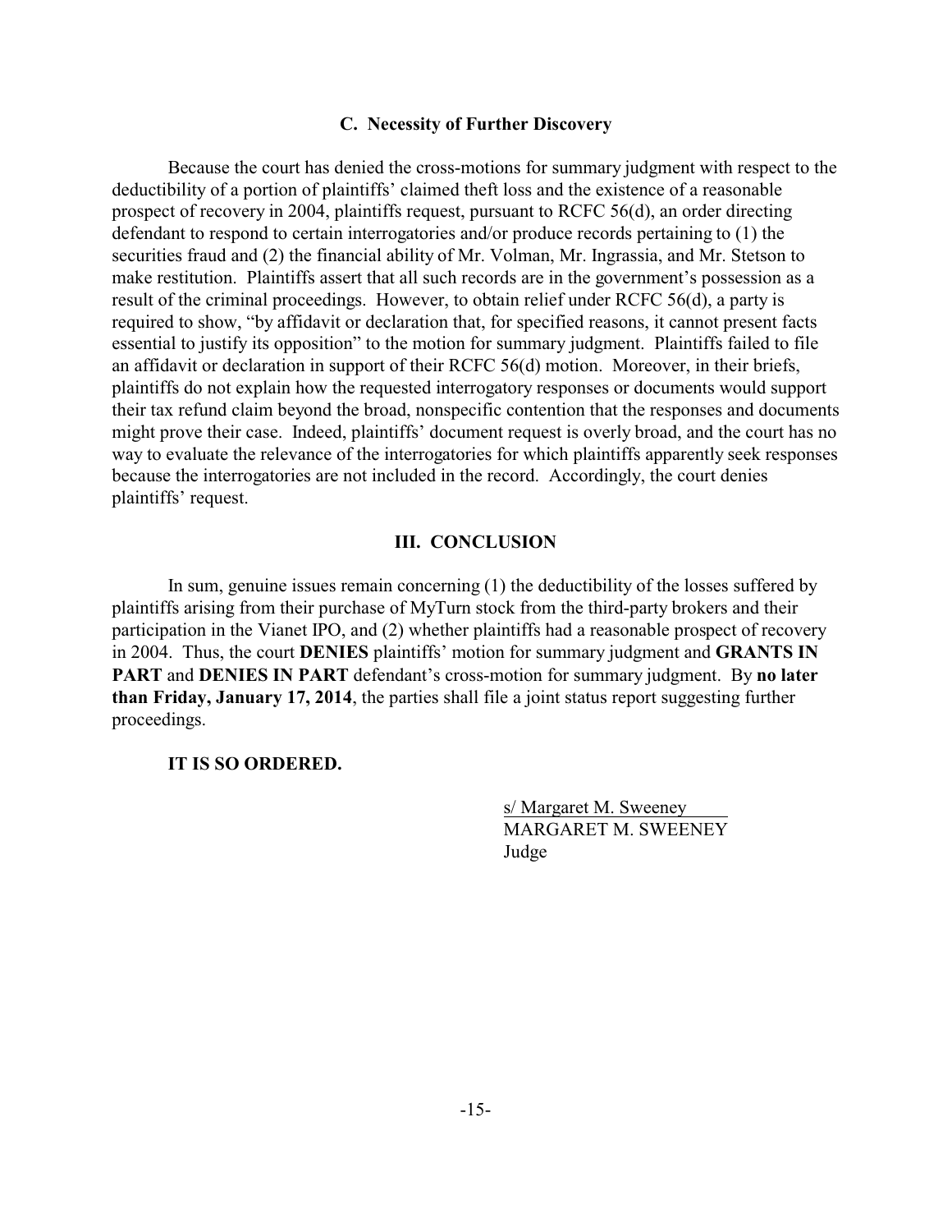### C. Necessity of Further Discovery

Because the court has denied the cross-motions for summary judgment with respect to the deductibility of a portion of plaintiffs' claimed theft loss and the existence of a reasonable prospect of recovery in 2004, plaintiffs request, pursuant to RCFC 56(d), an order directing defendant to respond to certain interrogatories and/or produce records pertaining to (1) the securities fraud and (2) the financial ability of Mr. Volman, Mr. Ingrassia, and Mr. Stetson to make restitution. Plaintiffs assert that all such records are in the government's possession as a result of the criminal proceedings. However, to obtain relief under RCFC 56(d), a party is required to show, "by affidavit or declaration that, for specified reasons, it cannot present facts essential to justify its opposition" to the motion for summary judgment. Plaintiffs failed to file an affidavit or declaration in support of their RCFC 56(d) motion. Moreover, in their briefs, plaintiffs do not explain how the requested interrogatory responses or documents would support their tax refund claim beyond the broad, nonspecific contention that the responses and documents might prove their case. Indeed, plaintiffs' document request is overly broad, and the court has no way to evaluate the relevance of the interrogatories for which plaintiffs apparently seek responses because the interrogatories are not included in the record. Accordingly, the court denies plaintiffs' request.

## III. CONCLUSION

In sum, genuine issues remain concerning (1) the deductibility of the losses suffered by plaintiffs arising from their purchase of MyTurn stock from the third-party brokers and their participation in the Vianet IPO, and (2) whether plaintiffs had a reasonable prospect of recovery in 2004. Thus, the court **DENIES** plaintiffs' motion for summary judgment and **GRANTS IN PART** and **DENIES IN PART** defendant's cross-motion for summary judgment. By **no later than Friday, January 17, 2014**, the parties shall file a joint status report suggesting further proceedings.

**IT IS SO ORDERED.**

s/ Margaret M. Sweeney
MARGARET M. SWEENEY
Judge